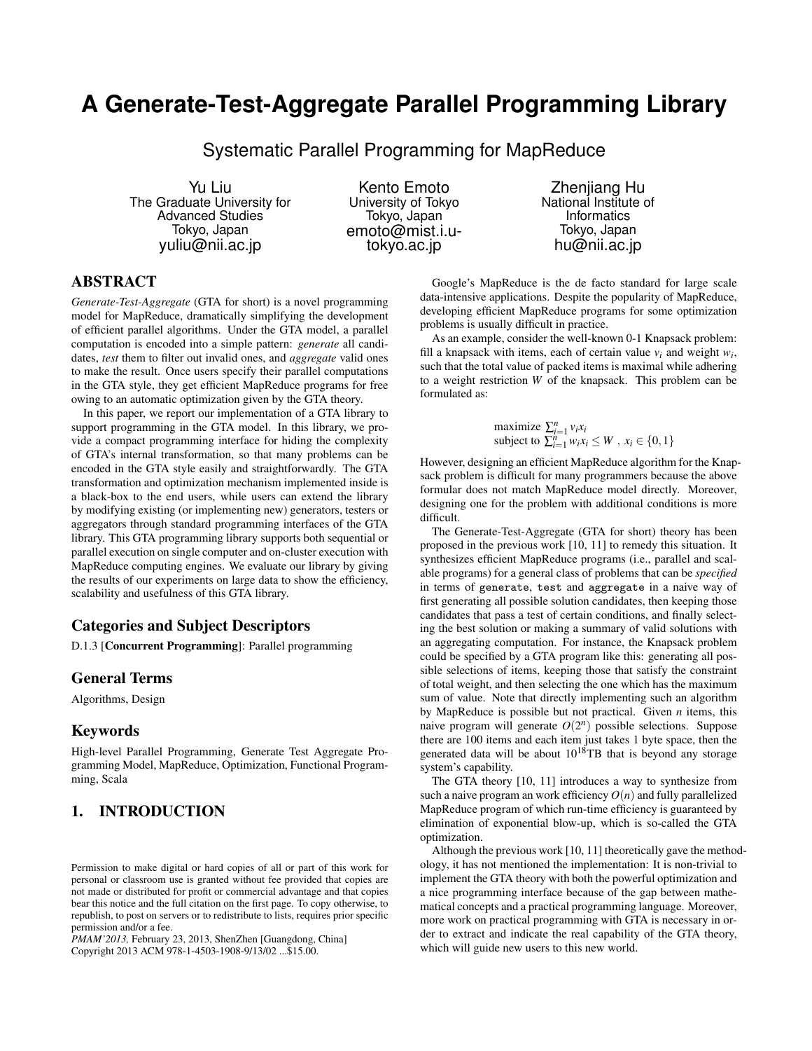# A Generate-Test-Aggregate Parallel Programming Library

## Systematic Parallel Programming for MapReduce

Yu Liu
The Graduate University for Advanced Studies
Tokyo, Japan
yuliu@nii.ac.jp

Kento Emoto
University of Tokyo
Tokyo, Japan
emoto@mist.i.u-tokyo.ac.jp

Zhenjiang Hu
National Institute of Informatics
Tokyo, Japan
hu@nii.ac.jp

## ABSTRACT

*Generate-Test-Aggregate* (GTA for short) is a novel programming model for MapReduce, dramatically simplifying the development of efficient parallel algorithms. Under the GTA model, a parallel computation is encoded into a simple pattern: *generate* all candidates, *test* them to filter out invalid ones, and *aggregate* valid ones to make the result. Once users specify their parallel computations in the GTA style, they get efficient MapReduce programs for free owing to an automatic optimization given by the GTA theory.

In this paper, we report our implementation of a GTA library to support programming in the GTA model. In this library, we provide a compact programming interface for hiding the complexity of GTA's internal transformation, so that many problems can be encoded in the GTA style easily and straightforwardly. The GTA transformation and optimization mechanism implemented inside is a black-box to the end users, while users can extend the library by modifying existing (or implementing new) generators, testers or aggregators through standard programming interfaces of the GTA library. This GTA programming library supports both sequential or parallel execution on single computer and on-cluster execution with MapReduce computing engines. We evaluate our library by giving the results of our experiments on large data to show the efficiency, scalability and usefulness of this GTA library.

### Categories and Subject Descriptors

D.1.3 [**Concurrent Programming**]: Parallel programming

### General Terms

Algorithms, Design

### Keywords

High-level Parallel Programming, Generate Test Aggregate Programming Model, MapReduce, Optimization, Functional Programming, Scala

## 1. INTRODUCTION

Google's MapReduce is the de facto standard for large scale data-intensive applications. Despite the popularity of MapReduce, developing efficient MapReduce programs for some optimization problems is usually difficult in practice.

As an example, consider the well-known 0-1 Knapsack problem: fill a knapsack with items, each of certain value $v_i$ and weight $w_i$, such that the total value of packed items is maximal while adhering to a weight restriction $W$ of the knapsack. This problem can be formulated as:

$$\begin{array}{l} \text{maximize } \sum_{i=1}^{n} v_i x_i \\ \text{subject to } \sum_{i=1}^{n} w_i x_i \leq W \ , \ x_i \in \{0,1\} \end{array}$$

However, designing an efficient MapReduce algorithm for the Knapsack problem is difficult for many programmers because the above formular does not match MapReduce model directly. Moreover, designing one for the problem with additional conditions is more difficult.

The Generate-Test-Aggregate (GTA for short) theory has been proposed in the previous work [10, 11] to remedy this situation. It synthesizes efficient MapReduce programs (i.e., parallel and scalable programs) for a general class of problems that can be *specified* in terms of `generate`, `test` and `aggregate` in a naive way of first generating all possible solution candidates, then keeping those candidates that pass a test of certain conditions, and finally selecting the best solution or making a summary of valid solutions with an aggregating computation. For instance, the Knapsack problem could be specified by a GTA program like this: generating all possible selections of items, keeping those that satisfy the constraint of total weight, and then selecting the one which has the maximum sum of value. Note that directly implementing such an algorithm by MapReduce is possible but not practical. Given $n$ items, this naive program will generate $O(2^n)$ possible selections. Suppose there are 100 items and each item just takes 1 byte space, then the generated data will be about $10^{18}$TB that is beyond any storage system's capability.

The GTA theory [10, 11] introduces a way to synthesize from such a naive program an work efficiency $O(n)$ and fully parallelized MapReduce program of which run-time efficiency is guaranteed by elimination of exponential blow-up, which is so-called the GTA optimization.

Although the previous work [10, 11] theoretically gave the methodology, it has not mentioned the implementation: It is non-trivial to implement the GTA theory with both the powerful optimization and a nice programming interface because of the gap between mathematical concepts and a practical programming language. Moreover, more work on practical programming with GTA is necessary in order to extract and indicate the real capability of the GTA theory, which will guide new users to this new world.

Permission to make digital or hard copies of all or part of this work for personal or classroom use is granted without fee provided that copies are not made or distributed for profit or commercial advantage and that copies bear this notice and the full citation on the first page. To copy otherwise, to republish, to post on servers or to redistribute to lists, requires prior specific permission and/or a fee.
*PMAM'2013,* February 23, 2013, ShenZhen [Guangdong, China]
Copyright 2013 ACM 978-1-4503-1908-9/13/02 ...$15.00.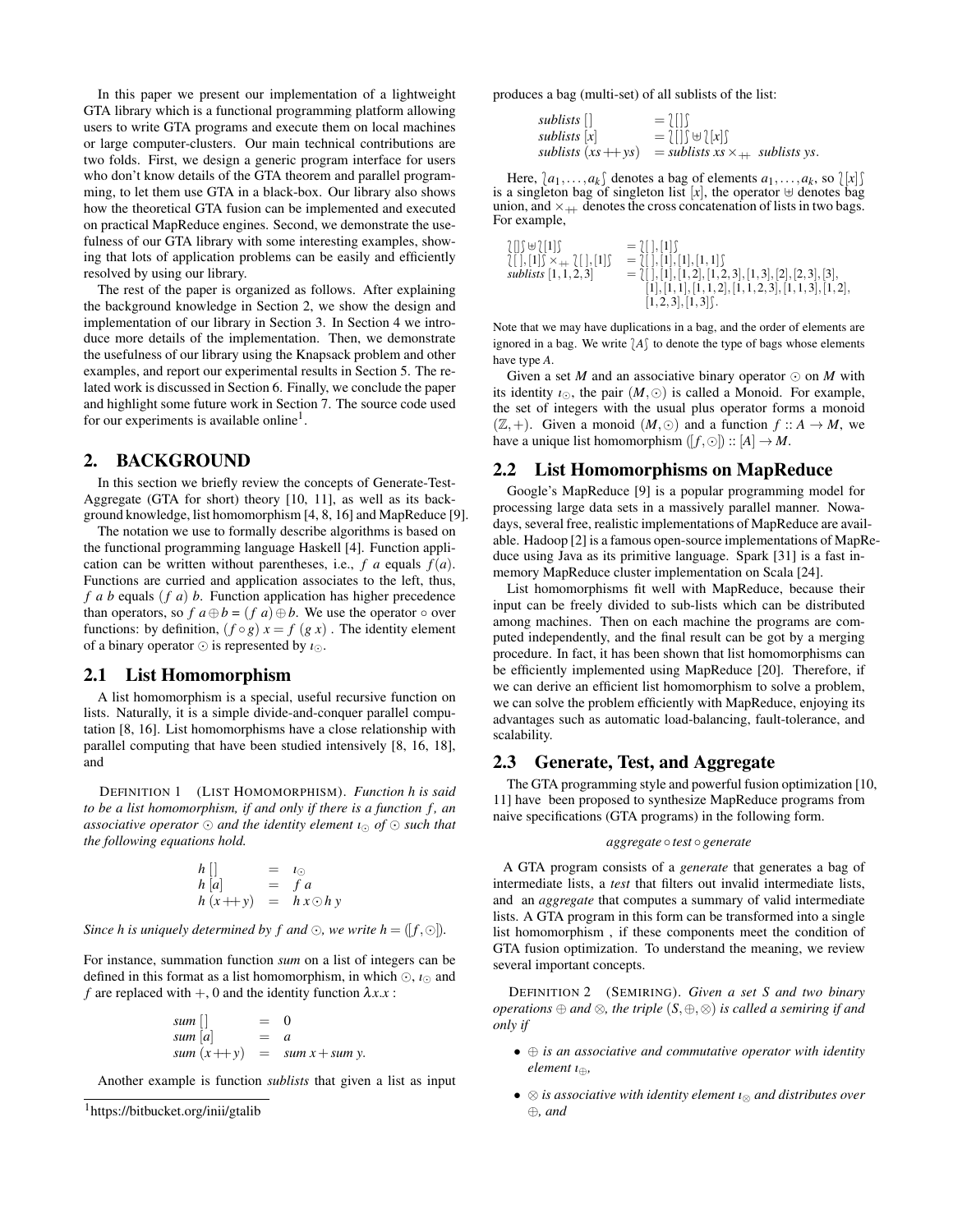In this paper we present our implementation of a lightweight GTA library which is a functional programming platform allowing users to write GTA programs and execute them on local machines or large computer-clusters. Our main technical contributions are two folds. First, we design a generic program interface for users who don't know details of the GTA theorem and parallel programming, to let them use GTA in a black-box. Our library also shows how the theoretical GTA fusion can be implemented and executed on practical MapReduce engines. Second, we demonstrate the usefulness of our GTA library with some interesting examples, showing that lots of application problems can be easily and efficiently resolved by using our library.

The rest of the paper is organized as follows. After explaining the background knowledge in Section 2, we show the design and implementation of our library in Section 3. In Section 4 we introduce more details of the implementation. Then, we demonstrate the usefulness of our library using the Knapsack problem and other examples, and report our experimental results in Section 5. The related work is discussed in Section 6. Finally, we conclude the paper and highlight some future work in Section 7. The source code used for our experiments is available online[1].

## 2. BACKGROUND

In this section we briefly review the concepts of Generate-Test-Aggregate (GTA for short) theory [10, 11], as well as its background knowledge, list homomorphism [4, 8, 16] and MapReduce [9].

The notation we use to formally describe algorithms is based on the functional programming language Haskell [4]. Function application can be written without parentheses, i.e., $f\ a$ equals $f(a)$. Functions are curried and application associates to the left, thus, $f\ a\ b$ equals $(f\ a)\ b$. Function application has higher precedence than operators, so $f\ a \oplus b = (f\ a) \oplus b$. We use the operator $\circ$ over functions: by definition, $(f \circ g)\ x = f\ (g\ x)$ . The identity element of a binary operator $\odot$ is represented by $\iota_\odot$.

### 2.1 List Homomorphism

A list homomorphism is a special, useful recursive function on lists. Naturally, it is a simple divide-and-conquer parallel computation [8, 16]. List homomorphisms have a close relationship with parallel computing that have been studied intensively [8, 16, 18], and

DEFINITION 1 (LIST HOMOMORPHISM). *Function $h$ is said to be a list homomorphism, if and only if there is a function $f$, an associative operator $\odot$ and the identity element $\iota_\odot$ of $\odot$ such that the following equations hold.*

$$\begin{array}{lcl} h\ [\,] & = & \iota_\odot \\ h\ [a] & = & f\ a \\ h\ (x +\!\!+\, y) & = & h\ x \odot h\ y \end{array}$$

*Since $h$ is uniquely determined by $f$ and $\odot$, we write $h = ([f, \odot])$.*

For instance, summation function *sum* on a list of integers can be defined in this format as a list homomorphism, in which $\odot$, $\iota_\odot$ and $f$ are replaced with $+$, $0$ and the identity function $\lambda x.x$ :

$$\begin{array}{lcl} sum\ [\,] & = & 0 \\ sum\ [a] & = & a \\ sum\ (x +\!\!+\, y) & = & sum\ x + sum\ y. \end{array}$$

Another example is function *sublists* that given a list as input produces a bag (multi-set) of all sublists of the list:

$$\begin{array}{ll} sublists\ [\,] & = \wr [\,] \wr \\ sublists\ [x] & = \wr [\,] \wr \uplus \wr [x] \wr \\ sublists\ (xs +\!\!+\, ys) & = sublists\ xs \times_{+\!\!+}\ sublists\ ys. \end{array}$$

Here, $\wr a_1, \ldots, a_k \wr$ denotes a bag of elements $a_1, \ldots, a_k$, so $\wr [x] \wr$ is a singleton bag of singleton list $[x]$, the operator $\uplus$ denotes bag union, and $\times_{+\!\!+}$ denotes the cross concatenation of lists in two bags. For example,

$$\begin{array}{ll} \wr [\,] \wr \uplus \wr [1] \wr & = \wr [\,], [1] \wr \\ \wr [\,], [1] \wr \times_{+\!\!+} \wr [\,], [1] \wr & = \wr [\,], [1], [1], [1,1] \wr \\ sublists\ [1,1,2,3] & = \wr [\,], [1], [1,2], [1,2,3], [1,3], [2], [2,3], [3], \\ & \quad [1], [1,1], [1,1,2], [1,1,2,3], [1,1,3], [1,2], \\ & \quad [1,2,3], [1,3] \wr. \end{array}$$

Note that we may have duplications in a bag, and the order of elements are ignored in a bag. We write $\wr A \wr$ to denote the type of bags whose elements have type $A$.

Given a set $M$ and an associative binary operator $\odot$ on $M$ with its identity $\iota_\odot$, the pair $(M, \odot)$ is called a Monoid. For example, the set of integers with the usual plus operator forms a monoid $(\mathbb{Z}, +)$. Given a monoid $(M, \odot)$ and a function $f :: A \to M$, we have a unique list homomorphism $([f, \odot]) :: [A] \to M$.

### 2.2 List Homomorphisms on MapReduce

Google's MapReduce [9] is a popular programming model for processing large data sets in a massively parallel manner. Nowadays, several free, realistic implementations of MapReduce are available. Hadoop [2] is a famous open-source implementations of MapReduce using Java as its primitive language. Spark [31] is a fast in-memory MapReduce cluster implementation on Scala [24].

List homomorphisms fit well with MapReduce, because their input can be freely divided to sub-lists which can be distributed among machines. Then on each machine the programs are computed independently, and the final result can be got by a merging procedure. In fact, it has been shown that list homomorphisms can be efficiently implemented using MapReduce [20]. Therefore, if we can derive an efficient list homomorphism to solve a problem, we can solve the problem efficiently with MapReduce, enjoying its advantages such as automatic load-balancing, fault-tolerance, and scalability.

### 2.3 Generate, Test, and Aggregate

The GTA programming style and powerful fusion optimization [10, 11] have been proposed to synthesize MapReduce programs from naive specifications (GTA programs) in the following form.

$$aggregate \circ test \circ generate$$

A GTA program consists of a *generate* that generates a bag of intermediate lists, a *test* that filters out invalid intermediate lists, and an *aggregate* that computes a summary of valid intermediate lists. A GTA program in this form can be transformed into a single list homomorphism , if these components meet the condition of GTA fusion optimization. To understand the meaning, we review several important concepts.

DEFINITION 2 (SEMIRING). *Given a set $S$ and two binary operations $\oplus$ and $\otimes$, the triple $(S, \oplus, \otimes)$ is called a semiring if and only if*

- *$\oplus$ is an associative and commutative operator with identity element $\iota_\oplus$,*
- *$\otimes$ is associative with identity element $\iota_\otimes$ and distributes over $\oplus$, and*

[1] https://bitbucket.org/inii/gtalib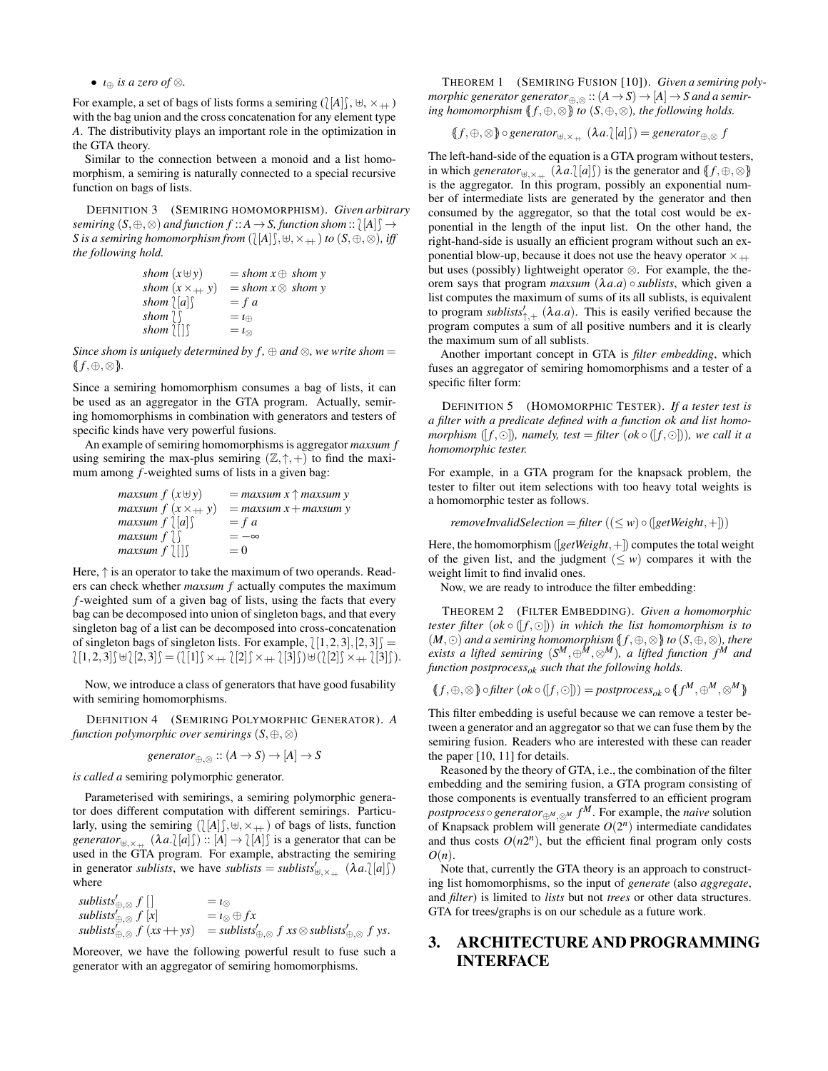- $\iota_\oplus$ *is a zero of* $\otimes$.

For example, a set of bags of lists forms a semiring $(\wr[A]\wr, \uplus, \times_{++})$ with the bag union and the cross concatenation for any element type $A$. The distributivity plays an important role in the optimization in the GTA theory.

Similar to the connection between a monoid and a list homomorphism, a semiring is naturally connected to a special recursive function on bags of lists.

DEFINITION 3 (SEMIRING HOMOMORPHISM). *Given arbitrary semiring* $(S, \oplus, \otimes)$ *and function* $f :: A \to S$*, function* $shom :: \wr[A]\wr \to S$ *is a semiring homomorphism from* $(\wr[A]\wr, \uplus, \times_{++})$ *to* $(S, \oplus, \otimes)$*, iff the following hold.*

$$
\begin{aligned}
shom\ (x \uplus y) &= shom\ x \oplus\ shom\ y \\
shom\ (x \times_{++} y) &= shom\ x \otimes\ shom\ y \\
shom\ \wr[a]\wr &= f\ a \\
shom\ \wr\wr &= \iota_\oplus \\
shom\ \wr[\,]\wr &= \iota_\otimes
\end{aligned}
$$

*Since shom is uniquely determined by* $f$, $\oplus$ *and* $\otimes$*, we write* $shom = \langle\!\langle f, \oplus, \otimes \rangle\!\rangle$.

Since a semiring homomorphism consumes a bag of lists, it can be used as an aggregator in the GTA program. Actually, semiring homomorphisms in combination with generators and testers of specific kinds have very powerful fusions.

An example of semiring homomorphisms is aggregator *maxsum f* using semiring the max-plus semiring $(\mathbb{Z}, \uparrow, +)$ to find the maximum among $f$-weighted sums of lists in a given bag:

$$
\begin{aligned}
maxsum\ f\ (x \uplus y) &= maxsum\ x \uparrow maxsum\ y \\
maxsum\ f\ (x \times_{++} y) &= maxsum\ x + maxsum\ y \\
maxsum\ f\ \wr[a]\wr &= f\ a \\
maxsum\ f\ \wr\wr &= -\infty \\
maxsum\ f\ \wr[\,]\wr &= 0
\end{aligned}
$$

Here, $\uparrow$ is an operator to take the maximum of two operands. Readers can check whether *maxsum f* actually computes the maximum $f$-weighted sum of a given bag of lists, using the facts that every bag can be decomposed into union of singleton bags, and that every singleton bag of a list can be decomposed into cross-concatenation of singleton bags of singleton lists. For example, $\wr[1,2,3],[2,3]\wr = \wr[1,2,3]\wr \uplus \wr[2,3]\wr = (\wr[1]\wr \times_{++} \wr[2]\wr \times_{++} \wr[3]\wr) \uplus (\wr[2]\wr \times_{++} \wr[3]\wr)$.

Now, we introduce a class of generators that have good fusability with semiring homomorphisms.

DEFINITION 4 (SEMIRING POLYMORPHIC GENERATOR). *A function polymorphic over semirings* $(S, \oplus, \otimes)$

$$generator_{\oplus,\otimes} :: (A \to S) \to [A] \to S$$

*is called a* semiring polymorphic generator.

Parameterised with semirings, a semiring polymorphic generator does different computation with different semirings. Particularly, using the semiring $(\wr[A]\wr, \uplus, \times_{++})$ of bags of lists, function $generator_{\uplus,\times_{++}}\ (\lambda a.\wr[a]\wr) :: [A] \to \wr[A]\wr$ is a generator that can be used in the GTA program. For example, abstracting the semiring in generator *sublists*, we have $sublists = sublists'_{\uplus,\times_{++}}\ (\lambda a.\wr[a]\wr)$ where

$$
\begin{aligned}
sublists'_{\oplus,\otimes}\ f\ [\,] &= \iota_\otimes \\
sublists'_{\oplus,\otimes}\ f\ [x] &= \iota_\otimes \oplus f x \\
sublists'_{\oplus,\otimes}\ f\ (xs +\!\!+\, ys) &= sublists'_{\oplus,\otimes}\ f\ xs \otimes sublists'_{\oplus,\otimes}\ f\ ys.
\end{aligned}
$$

Moreover, we have the following powerful result to fuse such a generator with an aggregator of semiring homomorphisms.

THEOREM 1 (SEMIRING FUSION [10]). *Given a semiring polymorphic generator* $generator_{\oplus,\otimes} :: (A \to S) \to [A] \to S$ *and a semiring homomorphism* $\langle\!\langle f, \oplus, \otimes \rangle\!\rangle$ *to* $(S, \oplus, \otimes)$*, the following holds.*

$$\langle\!\langle f, \oplus, \otimes \rangle\!\rangle \circ generator_{\uplus,\times_{++}}\ (\lambda a.\wr[a]\wr) = generator_{\oplus,\otimes}\ f$$

The left-hand-side of the equation is a GTA program without testers, in which $generator_{\uplus,\times_{++}}\ (\lambda a.\wr[a]\wr)$ is the generator and $\langle\!\langle f, \oplus, \otimes \rangle\!\rangle$ is the aggregator. In this program, possibly an exponential number of intermediate lists are generated by the generator and then consumed by the aggregator, so that the total cost would be exponential in the length of the input list. On the other hand, the right-hand-side is usually an efficient program without such an exponential blow-up, because it does not use the heavy operator $\times_{++}$ but uses (possibly) lightweight operator $\otimes$. For example, the theorem says that program $maxsum\ (\lambda a.a) \circ sublists$, which given a list computes the maximum of sums of its all sublists, is equivalent to program $sublists'_{\uparrow,+}\ (\lambda a.a)$. This is easily verified because the program computes a sum of all positive numbers and it is clearly the maximum sum of all sublists.

Another important concept in GTA is *filter embedding*, which fuses an aggregator of semiring homomorphisms and a tester of a specific filter form:

DEFINITION 5 (HOMOMORPHIC TESTER). *If a tester test is a filter with a predicate defined with a function ok and list homomorphism* $([f, \odot])$*, namely,* $test = filter\ (ok \circ ([f, \odot]))$*, we call it a homomorphic tester.*

For example, in a GTA program for the knapsack problem, the tester to filter out item selections with too heavy total weights is a homomorphic tester as follows.

$$removeInvalidSelection = filter\ ((\le w) \circ ([getWeight, +]))$$

Here, the homomorphism $([getWeight, +])$ computes the total weight of the given list, and the judgment $(\le w)$ compares it with the weight limit to find invalid ones.

Now, we are ready to introduce the filter embedding:

THEOREM 2 (FILTER EMBEDDING). *Given a homomorphic tester filter* $(ok \circ ([f, \odot]))$ *in which the list homomorphism is to* $(M, \odot)$ *and a semiring homomorphism* $\langle\!\langle f, \oplus, \otimes \rangle\!\rangle$ *to* $(S, \oplus, \otimes)$*, there exists a lifted semiring* $(S^M, \oplus^M, \otimes^M)$*, a lifted function* $f^M$ *and function* $postprocess_{ok}$ *such that the following holds.*

$$\langle\!\langle f, \oplus, \otimes \rangle\!\rangle \circ filter\ (ok \circ ([f, \odot])) = postprocess_{ok} \circ \langle\!\langle f^M, \oplus^M, \otimes^M \rangle\!\rangle$$

This filter embedding is useful because we can remove a tester between a generator and an aggregator so that we can fuse them by the semiring fusion. Readers who are interested with these can reader the paper [10, 11] for details.

Reasoned by the theory of GTA, i.e., the combination of the filter embedding and the semiring fusion, a GTA program consisting of those components is eventually transferred to an efficient program $postprocess \circ generator_{\oplus^M,\otimes^M}\ f^M$. For example, the *naive* solution of Knapsack problem will generate $O(2^n)$ intermediate candidates and thus costs $O(n2^n)$, but the efficient final program only costs $O(n)$.

Note that, currently the GTA theory is an approach to constructing list homomorphisms, so the input of *generate* (also *aggregate*, and *filter*) is limited to *lists* but not *trees* or other data structures. GTA for trees/graphs is on our schedule as a future work.

# 3. ARCHITECTURE AND PROGRAMMING INTERFACE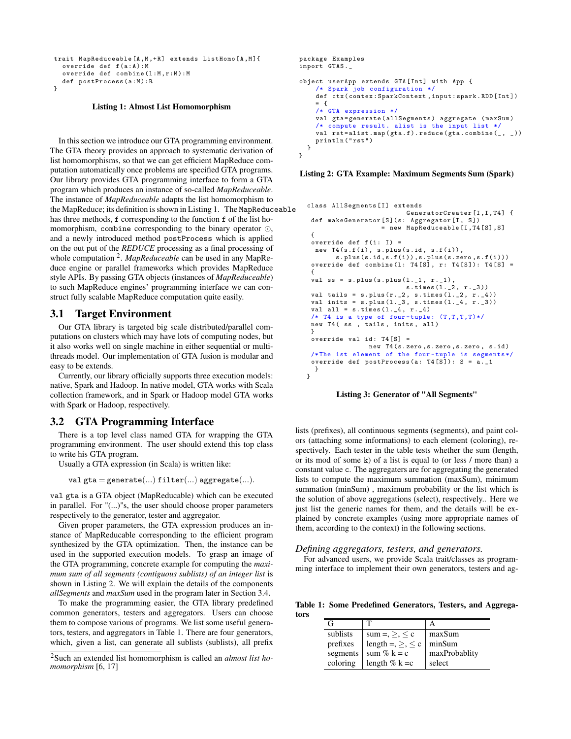```
trait MapReduceable[A,M,+R] extends ListHomo[A,M]{
  override def f(a:A):M
  override def combine(l:M,r:M):M
  def postProcess(a:M):R
}
```

**Listing 1: Almost List Homomorphism**

In this section we introduce our GTA programming environment. The GTA theory provides an approach to systematic derivation of list homomorphisms, so that we can get efficient MapReduce computation automatically once problems are specified GTA programs. Our library provides GTA programming interface to form a GTA program which produces an instance of so-called *MapReduceable*. The instance of *MapReduceable* adapts the list homomorphism to the MapReduce; its definition is shown in Listing 1. The `MapReduceable` has three methods, `f` corresponding to the function `f` of the list homomorphism, `combine` corresponding to the binary operator $\odot$, and a newly introduced method `postProcess` which is applied on the out put of the *REDUCE* processing as a final processing of whole computation [2]. *MapReduceable* can be used in any MapReduce engine or parallel frameworks which provides MapReduce style APIs. By passing GTA objects (instances of *MapReduceable*) to such MapReduce engines' programming interface we can construct fully scalable MapReduce computation quite easily.

## 3.1 Target Environment

Our GTA library is targeted big scale distributed/parallel computations on clusters which may have lots of computing nodes, but it also works well on single machine in either sequential or multi-threads model. Our implementation of GTA fusion is modular and easy to be extends.

Currently, our library officially supports three execution models: native, Spark and Hadoop. In native model, GTA works with Scala collection framework, and in Spark or Hadoop model GTA works with Spark or Hadoop, respectively.

## 3.2 GTA Programming Interface

There is a top level class named GTA for wrapping the GTA programming environment. The user should extend this top class to write his GTA program.

Usually a GTA expression (in Scala) is written like:

`val gta = generate(...) filter(...) aggregate(...).`

`val gta` is a GTA object (MapReducable) which can be executed in parallel. For "(...)"s, the user should choose proper parameters respectively to the generator, tester and aggregator.

Given proper parameters, the GTA expression produces an instance of MapReducable corresponding to the efficient program synthesized by the GTA optimization. Then, the instance can be used in the supported execution models. To grasp an image of the GTA programming, concrete example for computing the *maximum sum of all segments (contiguous sublists) of an integer list* is shown in Listing 2. We will explain the details of the components *allSegments* and *maxSum* used in the program later in Section 3.4.

To make the programming easier, the GTA library predefined common generators, testers and aggregators. Users can choose them to compose various of programs. We list some useful generators, testers, and aggregators in Table 1. There are four generators, which, given a list, can generate all sublists (sublists), all prefix lists (prefixes), all continuous segments (segments), and paint colors (attaching some informations) to each element (coloring), respectively. Each tester in the table tests whether the sum (length, or its mod of some `k`) of a list is equal to (or less / more than) a constant value `c`. The aggregaters are for aggregating the generated lists to compute the maximum summation (maxSum), minimum summation (minSum) , maximum probability or the list which is the solution of above aggregations (select), respectively.. Here we just list the generic names for them, and the details will be explained by concrete examples (using more appropriate names of them, according to the context) in the following sections.

[2] Such an extended list homomorphism is called an *almost list homomorphism* [6, 17]

```
package Examples
import GTAS._

object userApp extends GTA[Int] with App {
    /* Spark job configuration */
    def ctx(contex:SparkContext,input:spark.RDD[Int])
    = {
    /* GTA expression */
    val gta=generate(allSegments) aggregate (maxSum)
    /* compute result. alist is the input list */
    val rst=alist.map(gta.f).reduce(gta.combine(_, _))
    println("rst")
  }
}
```

**Listing 2: GTA Example: Maximum Segments Sum (Spark)**

```
class AllSegments[I] extends
                        GeneratorCreater[I,I,T4] {
 def makeGenerator[S](s: Aggregator[I, S])
                  = new MapReduceable[I,T4[S],S]
 {
 override def f(i: I) =
  new T4(s.f(i), s.plus(s.id, s.f(i)),
       s.plus(s.id,s.f(i)),s.plus(s.zero,s.f(i)))
 override def combine(l: T4[S], r: T4[S]): T4[S] =
 {
 val ss = s.plus(s.plus(l._1, r._1),
                        s.times(l._2, r._3))
 val tails = s.plus(r._2, s.times(l._2, r._4))
 val inits = s.plus(l._3, s.times(l._4, r._3))
 val all = s.times(l._4, r._4)
 /* T4 is a type of four-tuple: (T,T,T,T)*/
 new T4( ss , tails, inits, all)
 }
 override val id: T4[S] =
               new T4(s.zero,s.zero,s.zero, s.id)
 /*The 1st element of the four-tuple is segments*/
 override def postProcess(a: T4[S]): S = a._1
  }
}
```

**Listing 3: Generator of "All Segments"**

### *Defining aggregators, testers, and generators.*

For advanced users, we provide Scala trait/classes as programming interface to implement their own generators, testers and ag-

**Table 1: Some Predefined Generators, Testers, and Aggregators**

| G | T | A |
|---|---|---|
| sublists | sum =, $\geq$, $\leq$ c | maxSum |
| prefixes | length =, $\geq$, $\leq$ c | minSum |
| segments | sum % k = c | maxProbablity |
| coloring | length % k =c | select |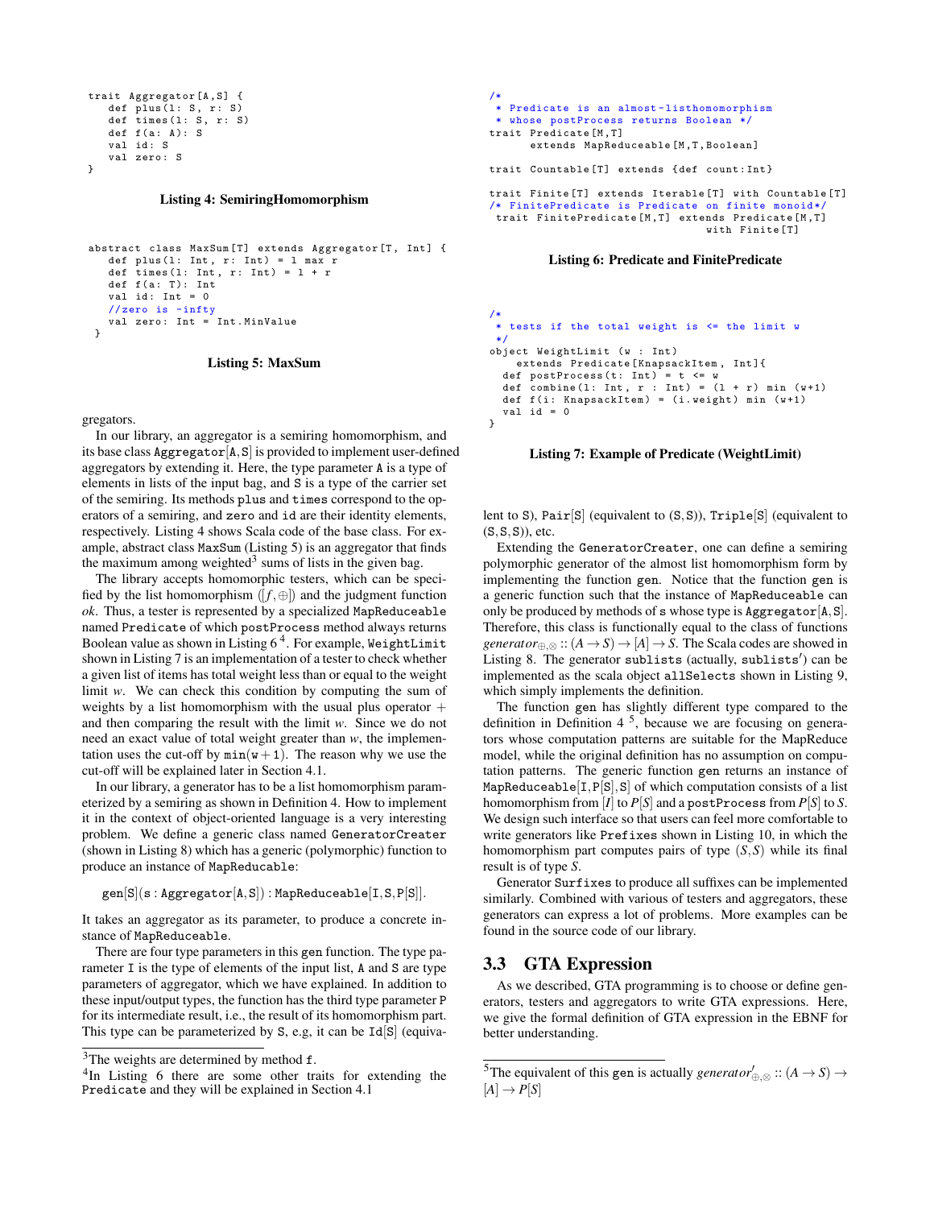```
trait Aggregator[A,S] {
    def plus(l: S, r: S)
    def times(l: S, r: S)
    def f(a: A): S
    val id: S
    val zero: S
}
```

**Listing 4: SemiringHomomorphism**

```
abstract class MaxSum[T] extends Aggregator[T, Int] {
    def plus(l: Int, r: Int) = l max r
    def times(l: Int, r: Int) = l + r
    def f(a: T): Int
    val id: Int = 0
    //zero is -infty
    val zero: Int = Int.MinValue
 }
```

**Listing 5: MaxSum**

gregators.

In our library, an aggregator is a semiring homomorphism, and its base class Aggregator[A,S] is provided to implement user-defined aggregators by extending it. Here, the type parameter A is a type of elements in lists of the input bag, and S is a type of the carrier set of the semiring. Its methods plus and times correspond to the operators of a semiring, and zero and id are their identity elements, respectively. Listing 4 shows Scala code of the base class. For example, abstract class MaxSum (Listing 5) is an aggregator that finds the maximum among weighted[3] sums of lists in the given bag.

The library accepts homomorphic testers, which can be specified by the list homomorphism $([f, \oplus])$ and the judgment function *ok*. Thus, a tester is represented by a specialized MapReduceable named Predicate of which postProcess method always returns Boolean value as shown in Listing 6 [4]. For example, WeightLimit shown in Listing 7 is an implementation of a tester to check whether a given list of items has total weight less than or equal to the weight limit $w$. We can check this condition by computing the sum of weights by a list homomorphism with the usual plus operator $+$ and then comparing the result with the limit $w$. Since we do not need an exact value of total weight greater than $w$, the implementation uses the cut-off by $\min(w+1)$. The reason why we use the cut-off will be explained later in Section 4.1.

In our library, a generator has to be a list homomorphism parameterized by a semiring as shown in Definition 4. How to implement it in the context of object-oriented language is a very interesting problem. We define a generic class named GeneratorCreater (shown in Listing 8) which has a generic (polymorphic) function to produce an instance of MapReducable:

$$\texttt{gen[S](s : Aggregator[A,S]) : MapReduceable[I,S,P[S]]}.$$

It takes an aggregator as its parameter, to produce a concrete instance of MapReduceable.

There are four type parameters in this gen function. The type parameter I is the type of elements of the input list, A and S are type parameters of aggregator, which we have explained. In addition to these input/output types, the function has the third type parameter P for its intermediate result, i.e., the result of its homomorphism part. This type can be parameterized by S, e.g, it can be Id[S] (equivalent to S), Pair[S] (equivalent to (S,S)), Triple[S] (equivalent to (S,S,S)), etc.

[3] The weights are determined by method f.

[4] In Listing 6 there are some other traits for extending the Predicate and they will be explained in Section 4.1

```
/*
 * Predicate is an almost-listhomomorphism
 * whose postProcess returns Boolean */
trait Predicate[M,T]
      extends MapReduceable[M,T,Boolean]

trait Countable[T] extends {def count:Int}

trait Finite[T] extends Iterable[T] with Countable[T]
/* FinitePredicate is Predicate on finite monoid*/
 trait FinitePredicate[M,T] extends Predicate[M,T]
                                   with Finite[T]
```

**Listing 6: Predicate and FinitePredicate**

```
/*
 * tests if the total weight is <= the limit w
 */
object WeightLimit (w : Int)
    extends Predicate[KnapsackItem, Int]{
  def postProcess(t: Int) = t <= w
  def combine(l: Int, r : Int) = (l + r) min (w+1)
  def f(i: KnapsackItem) = (i.weight) min (w+1)
  val id = 0
}
```

**Listing 7: Example of Predicate (WeightLimit)**

Extending the GeneratorCreater, one can define a semiring polymorphic generator of the almost list homomorphism form by implementing the function gen. Notice that the function gen is a generic function such that the instance of MapReduceable can only be produced by methods of s whose type is Aggregator[A,S]. Therefore, this class is functionally equal to the class of functions $generator_{\oplus,\otimes} :: (A \to S) \to [A] \to S$. The Scala codes are showed in Listing 8. The generator sublists (actually, $\texttt{sublists}'$) can be implemented as the scala object allSelects shown in Listing 9, which simply implements the definition.

The function gen has slightly different type compared to the definition in Definition 4 [5], because we are focusing on generators whose computation patterns are suitable for the MapReduce model, while the original definition has no assumption on computation patterns. The generic function gen returns an instance of MapReduceable[I,P[S],S] of which computation consists of a list homomorphism from $[I]$ to $P[S]$ and a postProcess from $P[S]$ to $S$. We design such interface so that users can feel more comfortable to write generators like Prefixes shown in Listing 10, in which the homomorphism part computes pairs of type $(S,S)$ while its final result is of type $S$.

Generator Surfixes to produce all suffixes can be implemented similarly. Combined with various of testers and aggregators, these generators can express a lot of problems. More examples can be found in the source code of our library.

## 3.3 GTA Expression

As we described, GTA programming is to choose or define generators, testers and aggregators to write GTA expressions. Here, we give the formal definition of GTA expression in the EBNF for better understanding.

[5] The equivalent of this gen is actually $generator'_{\oplus,\otimes} :: (A \to S) \to [A] \to P[S]$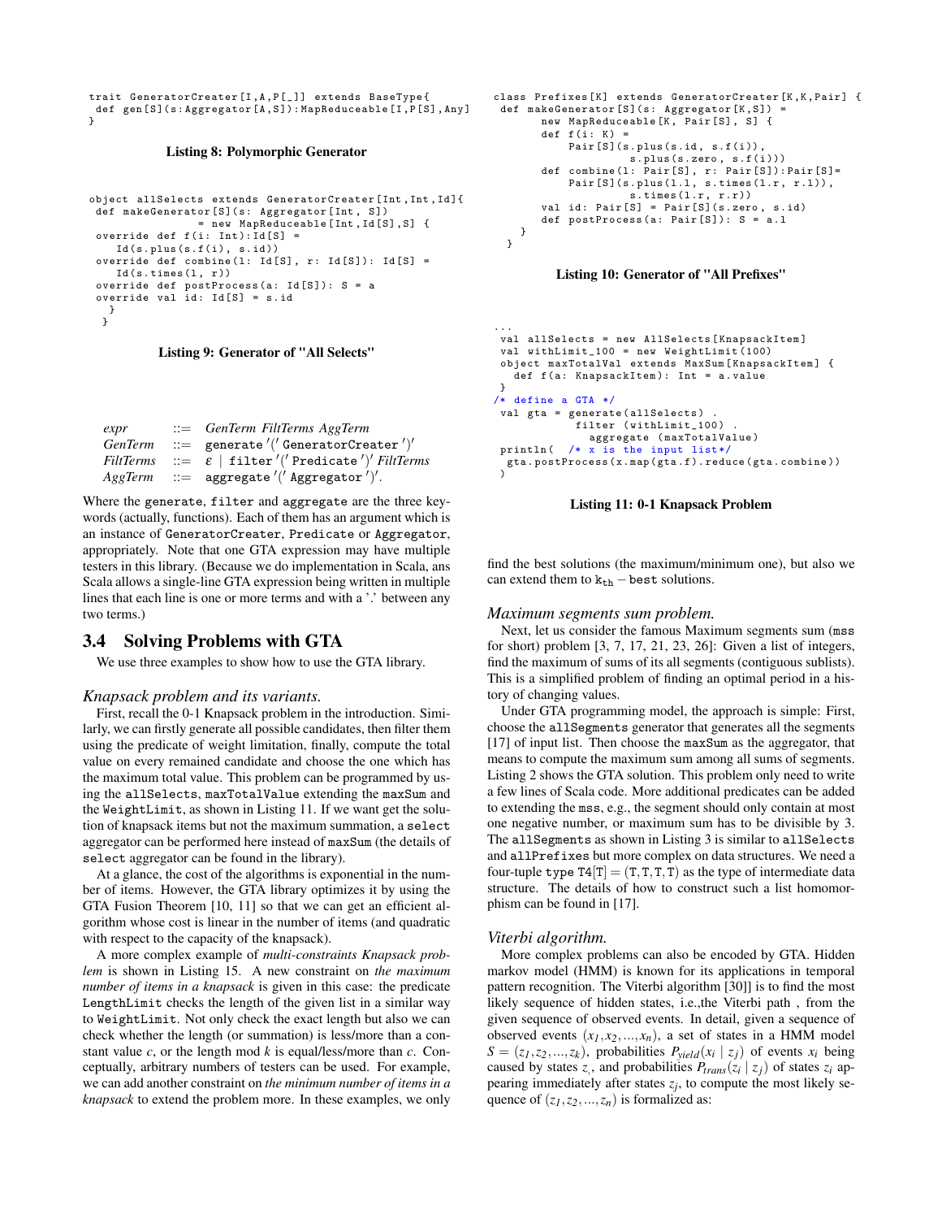```
trait GeneratorCreater[I,A,P[_]] extends BaseType{
 def gen[S](s:Aggregator[A,S]):MapReduceable[I,P[S],Any]
}
```

**Listing 8: Polymorphic Generator**

```
object allSelects extends GeneratorCreater[Int,Int,Id]{
 def makeGenerator[S](s: Aggregator[Int, S])
               = new MapReduceable[Int,Id[S],S] {
 override def f(i: Int):Id[S] =
    Id(s.plus(s.f(i), s.id))
 override def combine(l: Id[S], r: Id[S]): Id[S] =
    Id(s.times(l, r))
 override def postProcess(a: Id[S]): S = a
 override val id: Id[S] = s.id
  }
 }
```

**Listing 9: Generator of "All Selects"**

$$
\begin{array}{lcl}
\textit{expr} & ::= & \textit{GenTerm FiltTerms AggTerm} \\
\textit{GenTerm} & ::= & \texttt{generate}\,'('\;\texttt{GeneratorCreater}\;')' \\
\textit{FiltTerms} & ::= & \varepsilon \mid \texttt{filter}\,'('\;\texttt{Predicate}\;')'\;\textit{FiltTerms} \\
\textit{AggTerm} & ::= & \texttt{aggregate}\,'('\;\texttt{Aggregator}\;')'.
\end{array}
$$

Where the generate, filter and aggregate are the three keywords (actually, functions). Each of them has an argument which is an instance of GeneratorCreater, Predicate or Aggregator, appropriately. Note that one GTA expression may have multiple testers in this library. (Because we do implementation in Scala, ans Scala allows a single-line GTA expression being written in multiple lines that each line is one or more terms and with a '.' between any two terms.)

## 3.4 Solving Problems with GTA

We use three examples to show how to use the GTA library.

### *Knapsack problem and its variants.*

First, recall the 0-1 Knapsack problem in the introduction. Similarly, we can firstly generate all possible candidates, then filter them using the predicate of weight limitation, finally, compute the total value on every remained candidate and choose the one which has the maximum total value. This problem can be programmed by using the allSelects, maxTotalValue extending the maxSum and the WeightLimit, as shown in Listing 11. If we want get the solution of knapsack items but not the maximum summation, a select aggregator can be performed here instead of maxSum (the details of select aggregator can be found in the library).

At a glance, the cost of the algorithms is exponential in the number of items. However, the GTA library optimizes it by using the GTA Fusion Theorem [10, 11] so that we can get an efficient algorithm whose cost is linear in the number of items (and quadratic with respect to the capacity of the knapsack).

A more complex example of *multi-constraints Knapsack problem* is shown in Listing 15. A new constraint on *the maximum number of items in a knapsack* is given in this case: the predicate LengthLimit checks the length of the given list in a similar way to WeightLimit. Not only check the exact length but also we can check whether the length (or summation) is less/more than a constant value $c$, or the length mod $k$ is equal/less/more than $c$. Conceptually, arbitrary numbers of testers can be used. For example, we can add another constraint on *the minimum number of items in a knapsack* to extend the problem more. In these examples, we only

```
class Prefixes[K] extends GeneratorCreater[K,K,Pair] {
 def makeGenerator[S](s: Aggregator[K,S]) =
       new MapReduceable[K, Pair[S], S] {
       def f(i: K) =
           Pair[S](s.plus(s.id, s.f(i)),
                   s.plus(s.zero, s.f(i)))
       def combine(l: Pair[S], r: Pair[S]):Pair[S]=
           Pair[S](s.plus(l.l, s.times(l.r, r.l)),
                   s.times(l.r, r.r))
       val id: Pair[S] = Pair[S](s.zero, s.id)
       def postProcess(a: Pair[S]): S = a.l
    }
  }
```

**Listing 10: Generator of "All Prefixes"**

```
...
 val allSelects = new AllSelects[KnapsackItem]
 val withLimit_100 = new WeightLimit(100)
 object maxTotalVal extends MaxSum[KnapsackItem] {
   def f(a: KnapsackItem): Int = a.value
 }
/* define a GTA */
 val gta = generate(allSelects) .
             filter (withLimit_100) .
               aggregate (maxTotalValue)
 println(  /* x is the input list*/
  gta.postProcess(x.map(gta.f).reduce(gta.combine))
 )
```

**Listing 11: 0-1 Knapsack Problem**

find the best solutions (the maximum/minimum one), but also we can extend them to $\mathtt{k_{th}-best}$ solutions.

### *Maximum segments sum problem.*

Next, let us consider the famous Maximum segments sum (mss for short) problem [3, 7, 17, 21, 23, 26]: Given a list of integers, find the maximum of sums of its all segments (contiguous sublists). This is a simplified problem of finding an optimal period in a history of changing values.

Under GTA programming model, the approach is simple: First, choose the allSegments generator that generates all the segments [17] of input list. Then choose the maxSum as the aggregator, that means to compute the maximum sum among all sums of segments. Listing 2 shows the GTA solution. This problem only need to write a few lines of Scala code. More additional predicates can be added to extending the mss, e.g., the segment should only contain at most one negative number, or maximum sum has to be divisible by 3. The allSegments as shown in Listing 3 is similar to allSelects and allPrefixes but more complex on data structures. We need a four-tuple type $\mathtt{T4[T]} = (\mathtt{T},\mathtt{T},\mathtt{T},\mathtt{T})$ as the type of intermediate data structure. The details of how to construct such a list homomorphism can be found in [17].

### *Viterbi algorithm.*

More complex problems can also be encoded by GTA. Hidden markov model (HMM) is known for its applications in temporal pattern recognition. The Viterbi algorithm [30]] is to find the most likely sequence of hidden states, i.e.,the Viterbi path , from the given sequence of observed events. In detail, given a sequence of observed events $(x_1,x_2,...,x_n)$, a set of states in a HMM model $S = (z_1,z_2,...,z_k)$, probabilities $P_{yield}(x_i \mid z_j)$ of events $x_i$ being caused by states $z_.$, and probabilities $P_{trans}(z_i \mid z_j)$ of states $z_i$ appearing immediately after states $z_j$, to compute the most likely sequence of $(z_1,z_2,...,z_n)$ is formalized as: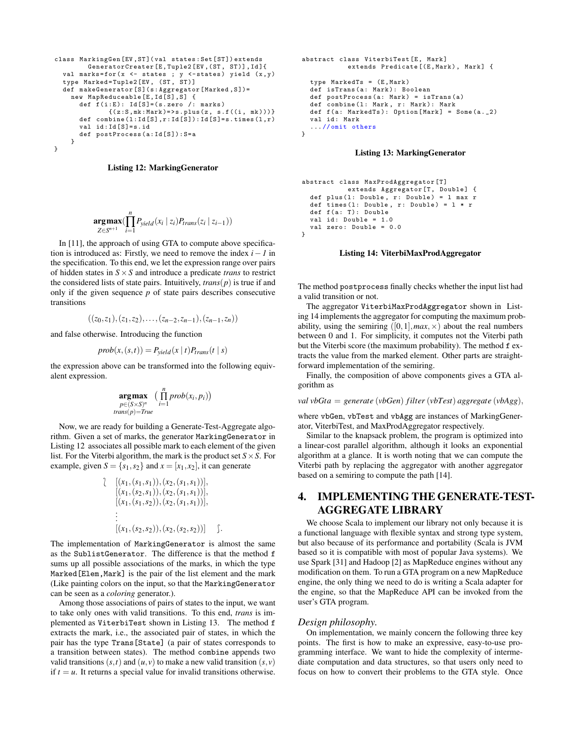```
class MarkingGen[EV,ST](val states:Set[ST])extends
        GeneratorCreater[E,Tuple2[EV,(ST, ST)],Id]{
  val marks=for(x <- states ; y <-states) yield (x,y)
  type Marked=Tuple2[EV, (ST, ST)]
  def makeGenerator[S](s:Aggregator[Marked,S])=
    new MapReduceable[E,Id[S],S] {
      def f(i:E): Id[S]=(s.zero /: marks)
              {(z:S,mk:Mark)=>s.plus(z, s.f((i, mk)))}
      def combine(l:Id[S],r:Id[S]):Id[S]=s.times(l,r)
      val id:Id[S]=s.id
      def postProcess(a:Id[S]):S=a
    }
}
```

**Listing 12: MarkingGenerator**

$$\operatorname*{\mathbf{argmax}}_{Z \in S^{n+1}} \left( \prod_{i=1}^{n} P_{yield}(x_i \mid z_i) P_{trans}(z_i \mid z_{i-1}) \right)$$

In [11], the approach of using GTA to compute above specification is introduced as: Firstly, we need to remove the index $i-1$ in the specification. To this end, we let the expression range over pairs of hidden states in $S \times S$ and introduce a predicate *trans* to restrict the considered lists of state pairs. Intuitively, $trans(p)$ is true if and only if the given sequence $p$ of state pairs describes consecutive transitions

$$((z_0, z_1), (z_1, z_2), \ldots, (z_{n-2}, z_{n-1}), (z_{n-1}, z_n))$$

and false otherwise. Introducing the function

$$prob(x, (s,t)) = P_{yield}(x \mid t) P_{trans}(t \mid s)$$

the expression above can be transformed into the following equivalent expression.

$$\operatorname*{\mathbf{argmax}}_{\substack{p \in (S \times S)^n \\ trans(p) = True}} \left( \prod_{i=1}^{n} prob(x_i, p_i) \right)$$

Now, we are ready for building a Generate-Test-Aggregate algorithm. Given a set of marks, the generator `MarkingGenerator` in Listing 12 associates all possible mark to each element of the given list. For the Viterbi algorithm, the mark is the product set $S \times S$. For example, given $S = \{s_1, s_2\}$ and $x = [x_1, x_2]$, it can generate

$$\begin{array}{ll} \wr & [(x_1,(s_1,s_1)),(x_2,(s_1,s_1))], \\ & [(x_1,(s_2,s_1)),(x_2,(s_1,s_1))], \\ & [(x_1,(s_1,s_2)),(x_2,(s_1,s_1))], \\ & \vdots \\ & [(x_1,(s_2,s_2)),(x_2,(s_2,s_2))] \quad \int. \end{array}$$

The implementation of `MarkingGenerator` is almost the same as the `SublistGenerator`. The difference is that the method `f` sums up all possible associations of the marks, in which the type `Marked[Elem,Mark]` is the pair of the list element and the mark (Like painting colors on the input, so that the `MarkingGenerator` can be seen as a *coloring* generator.).

Among those associations of pairs of states to the input, we want to take only ones with valid transitions. To this end, *trans* is implemented as `ViterbiTest` shown in Listing 13. The method `f` extracts the mark, i.e., the associated pair of states, in which the pair has the type `Trans[State]` (a pair of states corresponds to a transition between states). The method `combine` appends two valid transitions $(s,t)$ and $(u,v)$ to make a new valid transition $(s,v)$ if $t = u$. It returns a special value for invalid transitions otherwise.

```
abstract class ViterbiTest[E, Mark]
           extends Predicate[(E,Mark), Mark] {

  type MarkedTs = (E,Mark)
  def isTrans(a: Mark): Boolean
  def postProcess(a: Mark) = isTrans(a)
  def combine(l: Mark, r: Mark): Mark
  def f(a: MarkedTs): Option[Mark] = Some(a._2)
  val id: Mark
  ...//omit others
}
```

**Listing 13: MarkingGenerator**

```
abstract class MaxProdAggregator[T]
           extends Aggregator[T, Double] {
  def plus(l: Double, r: Double) = l max r
  def times(l: Double, r: Double) = l * r
  def f(a: T): Double
  val id: Double = 1.0
  val zero: Double = 0.0
}
```

**Listing 14: ViterbiMaxProdAggregator**

The method `postprocess` finally checks whether the input list had a valid transition or not.

The aggregator `ViterbiMaxProdAggregator` shown in Listing 14 implements the aggregator for computing the maximum probability, using the semiring $([0,1], max, \times)$ about the real numbers between 0 and 1. For simplicity, it computes not the Viterbi path but the Viterbi score (the maximum probability). The method `f` extracts the value from the marked element. Other parts are straightforward implementation of the semiring.

Finally, the composition of above components gives a GTA algorithm as

*val vbGta = generate (vbGen) filter (vbTest) aggregate (vbAgg)*,

where `vbGen`, `vbTest` and `vbAgg` are instances of MarkingGenerator, ViterbiTest, and MaxProdAggregator respectively.

Similar to the knapsack problem, the program is optimized into a linear-cost parallel algorithm, although it looks an exponential algorithm at a glance. It is worth noting that we can compute the Viterbi path by replacing the aggregator with another aggregator based on a semiring to compute the path [14].

# 4. IMPLEMENTING THE GENERATE-TEST-AGGREGATE LIBRARY

We choose Scala to implement our library not only because it is a functional language with flexible syntax and strong type system, but also because of its performance and portability (Scala is JVM based so it is compatible with most of popular Java systems). We use Spark [31] and Hadoop [2] as MapReduce engines without any modification on them. To run a GTA program on a new MapReduce engine, the only thing we need to do is writing a Scala adapter for the engine, so that the MapReduce API can be invoked from the user's GTA program.

### *Design philosophy.*

On implementation, we mainly concern the following three key points. The first is how to make an expressive, easy-to-use programming interface. We want to hide the complexity of intermediate computation and data structures, so that users only need to focus on how to convert their problems to the GTA style. Once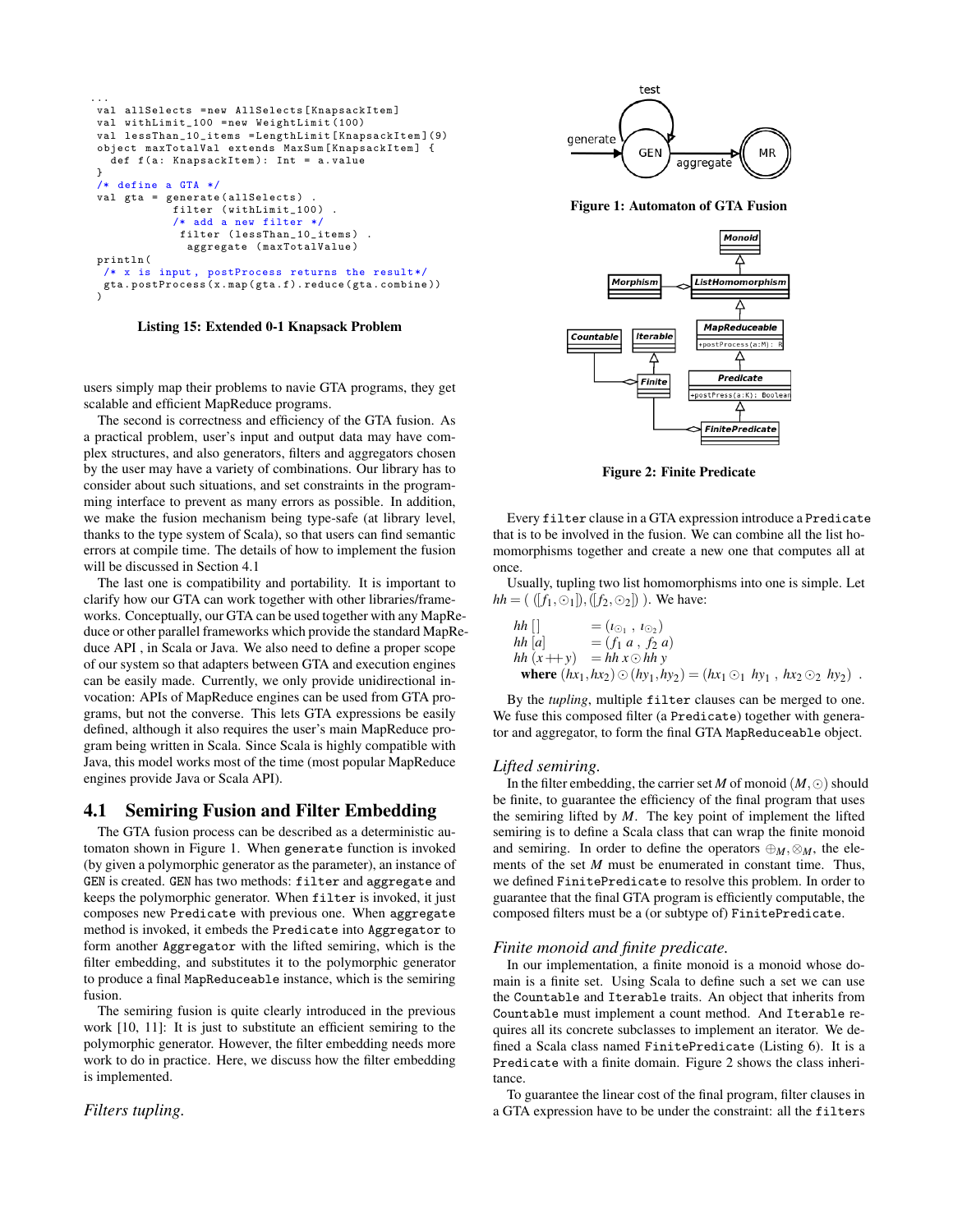```
...
val allSelects =new AllSelects[KnapsackItem]
val withLimit_100 =new WeightLimit(100)
val lessThan_10_items =LengthLimit[KnapsackItem](9)
object maxTotalVal extends MaxSum[KnapsackItem] {
  def f(a: KnapsackItem): Int = a.value
}
/* define a GTA */
val gta = generate(allSelects) .
            filter (withLimit_100) .
            /* add a new filter */
             filter (lessThan_10_items) .
              aggregate (maxTotalValue)
println(
 /* x is input, postProcess returns the result*/
 gta.postProcess(x.map(gta.f).reduce(gta.combine))
)
```

**Listing 15: Extended 0-1 Knapsack Problem**

users simply map their problems to navie GTA programs, they get scalable and efficient MapReduce programs.

The second is correctness and efficiency of the GTA fusion. As a practical problem, user's input and output data may have complex structures, and also generators, filters and aggregators chosen by the user may have a variety of combinations. Our library has to consider about such situations, and set constraints in the programming interface to prevent as many errors as possible. In addition, we make the fusion mechanism being type-safe (at library level, thanks to the type system of Scala), so that users can find semantic errors at compile time. The details of how to implement the fusion will be discussed in Section 4.1

The last one is compatibility and portability. It is important to clarify how our GTA can work together with other libraries/frameworks. Conceptually, our GTA can be used together with any MapReduce or other parallel frameworks which provide the standard MapReduce API , in Scala or Java. We also need to define a proper scope of our system so that adapters between GTA and execution engines can be easily made. Currently, we only provide unidirectional invocation: APIs of MapReduce engines can be used from GTA programs, but not the converse. This lets GTA expressions be easily defined, although it also requires the user's main MapReduce program being written in Scala. Since Scala is highly compatible with Java, this model works most of the time (most popular MapReduce engines provide Java or Scala API).

## 4.1 Semiring Fusion and Filter Embedding

The GTA fusion process can be described as a deterministic automaton shown in Figure 1. When `generate` function is invoked (by given a polymorphic generator as the parameter), an instance of GEN is created. GEN has two methods: `filter` and `aggregate` and keeps the polymorphic generator. When `filter` is invoked, it just composes new `Predicate` with previous one. When `aggregate` method is invoked, it embeds the `Predicate` into `Aggregator` to form another `Aggregator` with the lifted semiring, which is the filter embedding, and substitutes it to the polymorphic generator to produce a final `MapReduceable` instance, which is the semiring fusion.

The semiring fusion is quite clearly introduced in the previous work [10, 11]: It is just to substitute an efficient semiring to the polymorphic generator. However, the filter embedding needs more work to do in practice. Here, we discuss how the filter embedding is implemented.

### *Filters tupling.*

test
generate
GEN
aggregate
MR

**Figure 1: Automaton of GTA Fusion**

Monoid
Morphism
ListHomomorphism
MapReduceable
+postProcess(a:M): R
Countable
Iterable
Finite
Predicate
+postPress(a:K): Boolean
FinitePredicate

**Figure 2: Finite Predicate**

Every `filter` clause in a GTA expression introduce a `Predicate` that is to be involved in the fusion. We can combine all the list homomorphisms together and create a new one that computes all at once.

Usually, tupling two list homomorphisms into one is simple. Let $hh = (\ ([f_1, \odot_1]), ([f_2, \odot_2])\ )$. We have:

$$
\begin{aligned}
hh\ [\,] &= (\iota_{\odot_1}\ ,\ \iota_{\odot_2}) \\
hh\ [a] &= (f_1\ a\ ,\ f_2\ a) \\
hh\ (x +\!\!+ y) &= hh\ x \odot hh\ y \\
\textbf{where}\ (hx_1, hx_2) \odot (hy_1, hy_2) &= (hx_1 \odot_1\ hy_1\ ,\ hx_2 \odot_2\ hy_2)\ .
\end{aligned}
$$

By the *tupling*, multiple `filter` clauses can be merged to one. We fuse this composed filter (a `Predicate`) together with generator and aggregator, to form the final GTA `MapReduceable` object.

### *Lifted semiring.*

In the filter embedding, the carrier set $M$ of monoid $(M, \odot)$ should be finite, to guarantee the efficiency of the final program that uses the semiring lifted by $M$. The key point of implement the lifted semiring is to define a Scala class that can wrap the finite monoid and semiring. In order to define the operators $\oplus_M, \otimes_M$, the elements of the set $M$ must be enumerated in constant time. Thus, we defined `FinitePredicate` to resolve this problem. In order to guarantee that the final GTA program is efficiently computable, the composed filters must be a (or subtype of) `FinitePredicate`.

### *Finite monoid and finite predicate.*

In our implementation, a finite monoid is a monoid whose domain is a finite set. Using Scala to define such a set we can use the `Countable` and `Iterable` traits. An object that inherits from `Countable` must implement a count method. And `Iterable` requires all its concrete subclasses to implement an iterator. We defined a Scala class named `FinitePredicate` (Listing 6). It is a `Predicate` with a finite domain. Figure 2 shows the class inheritance.

To guarantee the linear cost of the final program, filter clauses in a GTA expression have to be under the constraint: all the `filters`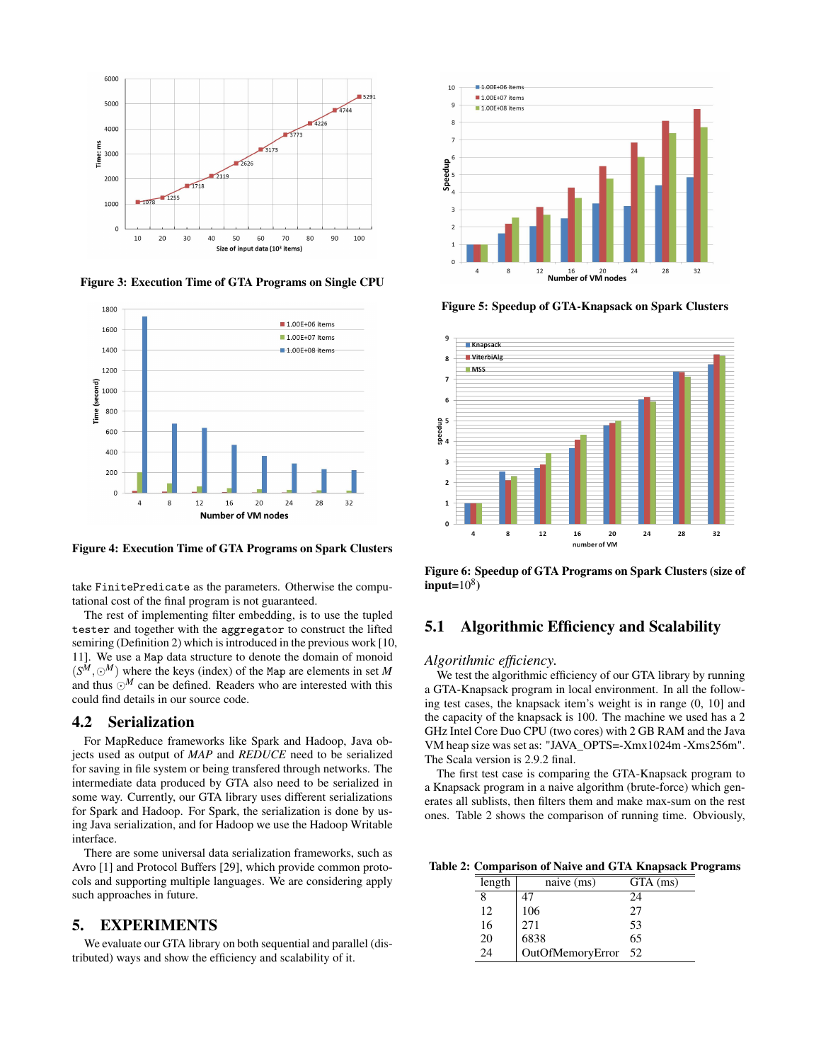Figure 3: Execution Time of GTA Programs on Single CPU

Figure 4: Execution Time of GTA Programs on Spark Clusters

take `FinitePredicate` as the parameters. Otherwise the computational cost of the final program is not guaranteed.

The rest of implementing filter embedding, is to use the tupled `tester` and together with the `aggregator` to construct the lifted semiring (Definition 2) which is introduced in the previous work [10, 11]. We use a `Map` data structure to denote the domain of monoid $(S^M, \odot^M)$ where the keys (index) of the `Map` are elements in set $M$ and thus $\odot^M$ can be defined. Readers who are interested with this could find details in our source code.

## 4.2 Serialization

For MapReduce frameworks like Spark and Hadoop, Java objects used as output of *MAP* and *REDUCE* need to be serialized for saving in file system or being transfered through networks. The intermediate data produced by GTA also need to be serialized in some way. Currently, our GTA library uses different serializations for Spark and Hadoop. For Spark, the serialization is done by using Java serialization, and for Hadoop we use the Hadoop Writable interface.

There are some universal data serialization frameworks, such as Avro [1] and Protocol Buffers [29], which provide common protocols and supporting multiple languages. We are considering apply such approaches in future.

# 5. EXPERIMENTS

We evaluate our GTA library on both sequential and parallel (distributed) ways and show the efficiency and scalability of it.

Figure 5: Speedup of GTA-Knapsack on Spark Clusters

Figure 6: Speedup of GTA Programs on Spark Clusters (size of input=$10^8$)

## 5.1 Algorithmic Efficiency and Scalability

*Algorithmic efficiency.*

We test the algorithmic efficiency of our GTA library by running a GTA-Knapsack program in local environment. In all the following test cases, the knapsack item's weight is in range (0, 10] and the capacity of the knapsack is 100. The machine we used has a 2 GHz Intel Core Duo CPU (two cores) with 2 GB RAM and the Java VM heap size was set as: "JAVA_OPTS=-Xmx1024m -Xms256m". The Scala version is 2.9.2 final.

The first test case is comparing the GTA-Knapsack program to a Knapsack program in a naive algorithm (brute-force) which generates all sublists, then filters them and make max-sum on the rest ones. Table 2 shows the comparison of running time. Obviously,

Table 2: Comparison of Naive and GTA Knapsack Programs

| length | naive (ms) | GTA (ms) |
|---|---|---|
| 8 | 47 | 24 |
| 12 | 106 | 27 |
| 16 | 271 | 53 |
| 20 | 6838 | 65 |
| 24 | OutOfMemoryError | 52 |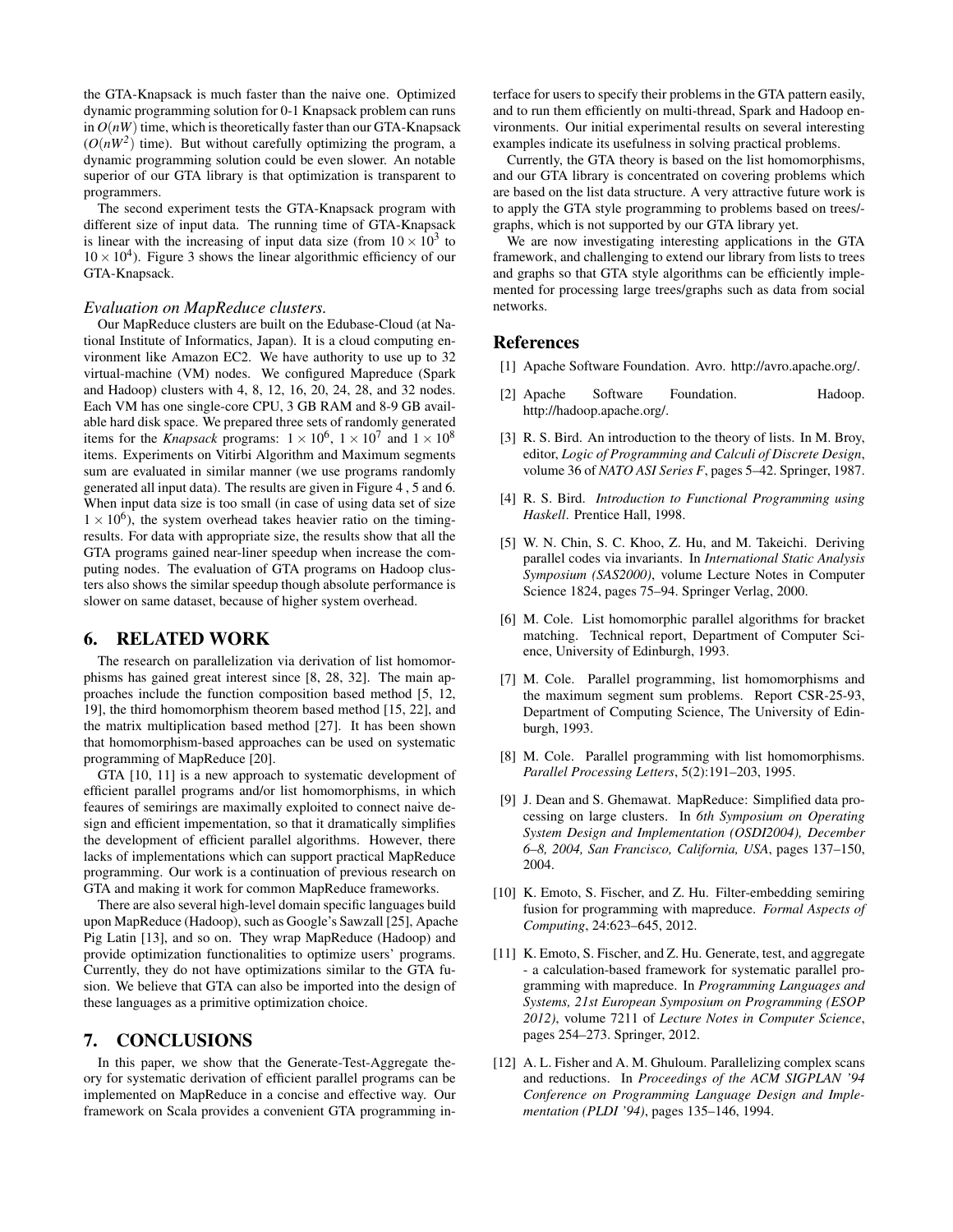the GTA-Knapsack is much faster than the naive one. Optimized dynamic programming solution for 0-1 Knapsack problem can runs in $O(nW)$ time, which is theoretically faster than our GTA-Knapsack ($O(nW^2)$ time). But without carefully optimizing the program, a dynamic programming solution could be even slower. An notable superior of our GTA library is that optimization is transparent to programmers.

The second experiment tests the GTA-Knapsack program with different size of input data. The running time of GTA-Knapsack is linear with the increasing of input data size (from $10 \times 10^3$ to $10 \times 10^4$). Figure 3 shows the linear algorithmic efficiency of our GTA-Knapsack.

*Evaluation on MapReduce clusters.*

Our MapReduce clusters are built on the Edubase-Cloud (at National Institute of Informatics, Japan). It is a cloud computing environment like Amazon EC2. We have authority to use up to 32 virtual-machine (VM) nodes. We configured Mapreduce (Spark and Hadoop) clusters with 4, 8, 12, 16, 20, 24, 28, and 32 nodes. Each VM has one single-core CPU, 3 GB RAM and 8-9 GB available hard disk space. We prepared three sets of randomly generated items for the *Knapsack* programs: $1 \times 10^6$, $1 \times 10^7$ and $1 \times 10^8$ items. Experiments on Vitirbi Algorithm and Maximum segments sum are evaluated in similar manner (we use programs randomly generated all input data). The results are given in Figure 4 , 5 and 6. When input data size is too small (in case of using data set of size $1 \times 10^6$), the system overhead takes heavier ratio on the timing-results. For data with appropriate size, the results show that all the GTA programs gained near-liner speedup when increase the computing nodes. The evaluation of GTA programs on Hadoop clusters also shows the similar speedup though absolute performance is slower on same dataset, because of higher system overhead.

## 6. RELATED WORK

The research on parallelization via derivation of list homomorphisms has gained great interest since [8, 28, 32]. The main approaches include the function composition based method [5, 12, 19], the third homomorphism theorem based method [15, 22], and the matrix multiplication based method [27]. It has been shown that homomorphism-based approaches can be used on systematic programming of MapReduce [20].

GTA [10, 11] is a new approach to systematic development of efficient parallel programs and/or list homomorphisms, in which feaures of semirings are maximally exploited to connect naive design and efficient impementation, so that it dramatically simplifies the development of efficient parallel algorithms. However, there lacks of implementations which can support practical MapReduce programming. Our work is a continuation of previous research on GTA and making it work for common MapReduce frameworks.

There are also several high-level domain specific languages build upon MapReduce (Hadoop), such as Google's Sawzall [25], Apache Pig Latin [13], and so on. They wrap MapReduce (Hadoop) and provide optimization functionalities to optimize users' programs. Currently, they do not have optimizations similar to the GTA fusion. We believe that GTA can also be imported into the design of these languages as a primitive optimization choice.

## 7. CONCLUSIONS

In this paper, we show that the Generate-Test-Aggregate theory for systematic derivation of efficient parallel programs can be implemented on MapReduce in a concise and effective way. Our framework on Scala provides a convenient GTA programming interface for users to specify their problems in the GTA pattern easily, and to run them efficiently on multi-thread, Spark and Hadoop environments. Our initial experimental results on several interesting examples indicate its usefulness in solving practical problems.

Currently, the GTA theory is based on the list homomorphisms, and our GTA library is concentrated on covering problems which are based on the list data structure. A very attractive future work is to apply the GTA style programming to problems based on trees/graphs, which is not supported by our GTA library yet.

We are now investigating interesting applications in the GTA framework, and challenging to extend our library from lists to trees and graphs so that GTA style algorithms can be efficiently implemented for processing large trees/graphs such as data from social networks.

## References

[1] Apache Software Foundation. Avro. http://avro.apache.org/.

[2] Apache Software Foundation. Hadoop. http://hadoop.apache.org/.

[3] R. S. Bird. An introduction to the theory of lists. In M. Broy, editor, *Logic of Programming and Calculi of Discrete Design*, volume 36 of *NATO ASI Series F*, pages 5–42. Springer, 1987.

[4] R. S. Bird. *Introduction to Functional Programming using Haskell*. Prentice Hall, 1998.

[5] W. N. Chin, S. C. Khoo, Z. Hu, and M. Takeichi. Deriving parallel codes via invariants. In *International Static Analysis Symposium (SAS2000)*, volume Lecture Notes in Computer Science 1824, pages 75–94. Springer Verlag, 2000.

[6] M. Cole. List homomorphic parallel algorithms for bracket matching. Technical report, Department of Computer Science, University of Edinburgh, 1993.

[7] M. Cole. Parallel programming, list homomorphisms and the maximum segment sum problems. Report CSR-25-93, Department of Computing Science, The University of Edinburgh, 1993.

[8] M. Cole. Parallel programming with list homomorphisms. *Parallel Processing Letters*, 5(2):191–203, 1995.

[9] J. Dean and S. Ghemawat. MapReduce: Simplified data processing on large clusters. In *6th Symposium on Operating System Design and Implementation (OSDI2004), December 6–8, 2004, San Francisco, California, USA*, pages 137–150, 2004.

[10] K. Emoto, S. Fischer, and Z. Hu. Filter-embedding semiring fusion for programming with mapreduce. *Formal Aspects of Computing*, 24:623–645, 2012.

[11] K. Emoto, S. Fischer, and Z. Hu. Generate, test, and aggregate - a calculation-based framework for systematic parallel programming with mapreduce. In *Programming Languages and Systems, 21st European Symposium on Programming (ESOP 2012)*, volume 7211 of *Lecture Notes in Computer Science*, pages 254–273. Springer, 2012.

[12] A. L. Fisher and A. M. Ghuloum. Parallelizing complex scans and reductions. In *Proceedings of the ACM SIGPLAN '94 Conference on Programming Language Design and Implementation (PLDI '94)*, pages 135–146, 1994.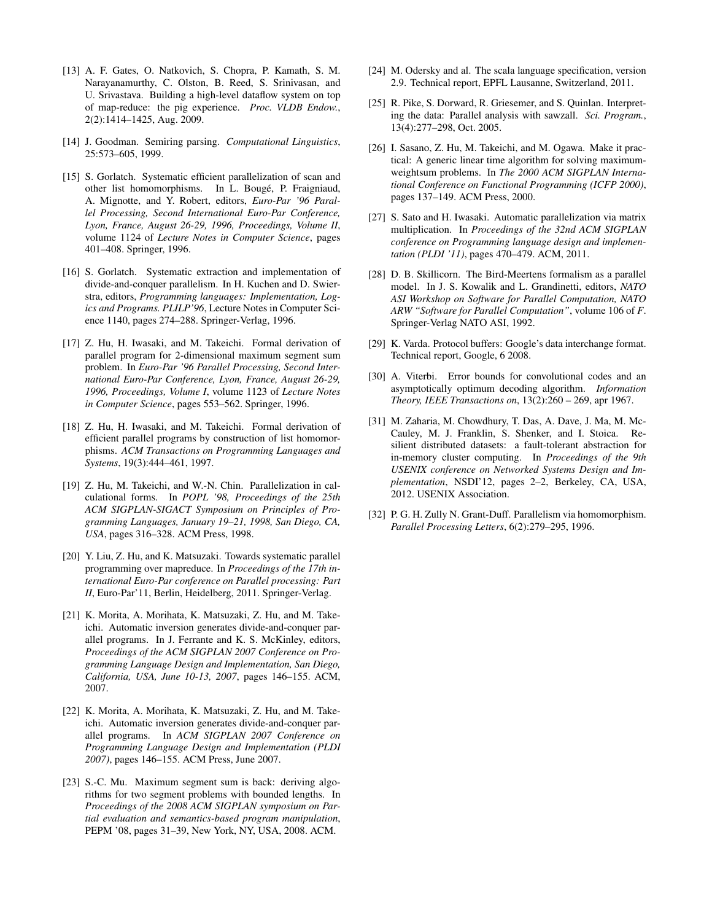[13] A. F. Gates, O. Natkovich, S. Chopra, P. Kamath, S. M. Narayanamurthy, C. Olston, B. Reed, S. Srinivasan, and U. Srivastava. Building a high-level dataflow system on top of map-reduce: the pig experience. *Proc. VLDB Endow.*, 2(2):1414–1425, Aug. 2009.

[14] J. Goodman. Semiring parsing. *Computational Linguistics*, 25:573–605, 1999.

[15] S. Gorlatch. Systematic efficient parallelization of scan and other list homomorphisms. In L. Bougé, P. Fraigniaud, A. Mignotte, and Y. Robert, editors, *Euro-Par '96 Parallel Processing, Second International Euro-Par Conference, Lyon, France, August 26-29, 1996, Proceedings, Volume II*, volume 1124 of *Lecture Notes in Computer Science*, pages 401–408. Springer, 1996.

[16] S. Gorlatch. Systematic extraction and implementation of divide-and-conquer parallelism. In H. Kuchen and D. Swierstra, editors, *Programming languages: Implementation, Logics and Programs. PLILP'96*, Lecture Notes in Computer Science 1140, pages 274–288. Springer-Verlag, 1996.

[17] Z. Hu, H. Iwasaki, and M. Takeichi. Formal derivation of parallel program for 2-dimensional maximum segment sum problem. In *Euro-Par '96 Parallel Processing, Second International Euro-Par Conference, Lyon, France, August 26-29, 1996, Proceedings, Volume I*, volume 1123 of *Lecture Notes in Computer Science*, pages 553–562. Springer, 1996.

[18] Z. Hu, H. Iwasaki, and M. Takeichi. Formal derivation of efficient parallel programs by construction of list homomorphisms. *ACM Transactions on Programming Languages and Systems*, 19(3):444–461, 1997.

[19] Z. Hu, M. Takeichi, and W.-N. Chin. Parallelization in calculational forms. In *POPL '98, Proceedings of the 25th ACM SIGPLAN-SIGACT Symposium on Principles of Programming Languages, January 19–21, 1998, San Diego, CA, USA*, pages 316–328. ACM Press, 1998.

[20] Y. Liu, Z. Hu, and K. Matsuzaki. Towards systematic parallel programming over mapreduce. In *Proceedings of the 17th international Euro-Par conference on Parallel processing: Part II*, Euro-Par'11, Berlin, Heidelberg, 2011. Springer-Verlag.

[21] K. Morita, A. Morihata, K. Matsuzaki, Z. Hu, and M. Takeichi. Automatic inversion generates divide-and-conquer parallel programs. In J. Ferrante and K. S. McKinley, editors, *Proceedings of the ACM SIGPLAN 2007 Conference on Programming Language Design and Implementation, San Diego, California, USA, June 10-13, 2007*, pages 146–155. ACM, 2007.

[22] K. Morita, A. Morihata, K. Matsuzaki, Z. Hu, and M. Takeichi. Automatic inversion generates divide-and-conquer parallel programs. In *ACM SIGPLAN 2007 Conference on Programming Language Design and Implementation (PLDI 2007)*, pages 146–155. ACM Press, June 2007.

[23] S.-C. Mu. Maximum segment sum is back: deriving algorithms for two segment problems with bounded lengths. In *Proceedings of the 2008 ACM SIGPLAN symposium on Partial evaluation and semantics-based program manipulation*, PEPM '08, pages 31–39, New York, NY, USA, 2008. ACM.

[24] M. Odersky and al. The scala language specification, version 2.9. Technical report, EPFL Lausanne, Switzerland, 2011.

[25] R. Pike, S. Dorward, R. Griesemer, and S. Quinlan. Interpreting the data: Parallel analysis with sawzall. *Sci. Program.*, 13(4):277–298, Oct. 2005.

[26] I. Sasano, Z. Hu, M. Takeichi, and M. Ogawa. Make it practical: A generic linear time algorithm for solving maximum-weightsum problems. In *The 2000 ACM SIGPLAN International Conference on Functional Programming (ICFP 2000)*, pages 137–149. ACM Press, 2000.

[27] S. Sato and H. Iwasaki. Automatic parallelization via matrix multiplication. In *Proceedings of the 32nd ACM SIGPLAN conference on Programming language design and implementation (PLDI '11)*, pages 470–479. ACM, 2011.

[28] D. B. Skillicorn. The Bird-Meertens formalism as a parallel model. In J. S. Kowalik and L. Grandinetti, editors, *NATO ASI Workshop on Software for Parallel Computation, NATO ARW "Software for Parallel Computation"*, volume 106 of *F*. Springer-Verlag NATO ASI, 1992.

[29] K. Varda. Protocol buffers: Google's data interchange format. Technical report, Google, 6 2008.

[30] A. Viterbi. Error bounds for convolutional codes and an asymptotically optimum decoding algorithm. *Information Theory, IEEE Transactions on*, 13(2):260 – 269, apr 1967.

[31] M. Zaharia, M. Chowdhury, T. Das, A. Dave, J. Ma, M. McCauley, M. J. Franklin, S. Shenker, and I. Stoica. Resilient distributed datasets: a fault-tolerant abstraction for in-memory cluster computing. In *Proceedings of the 9th USENIX conference on Networked Systems Design and Implementation*, NSDI'12, pages 2–2, Berkeley, CA, USA, 2012. USENIX Association.

[32] P. G. H. Zully N. Grant-Duff. Parallelism via homomorphism. *Parallel Processing Letters*, 6(2):279–295, 1996.